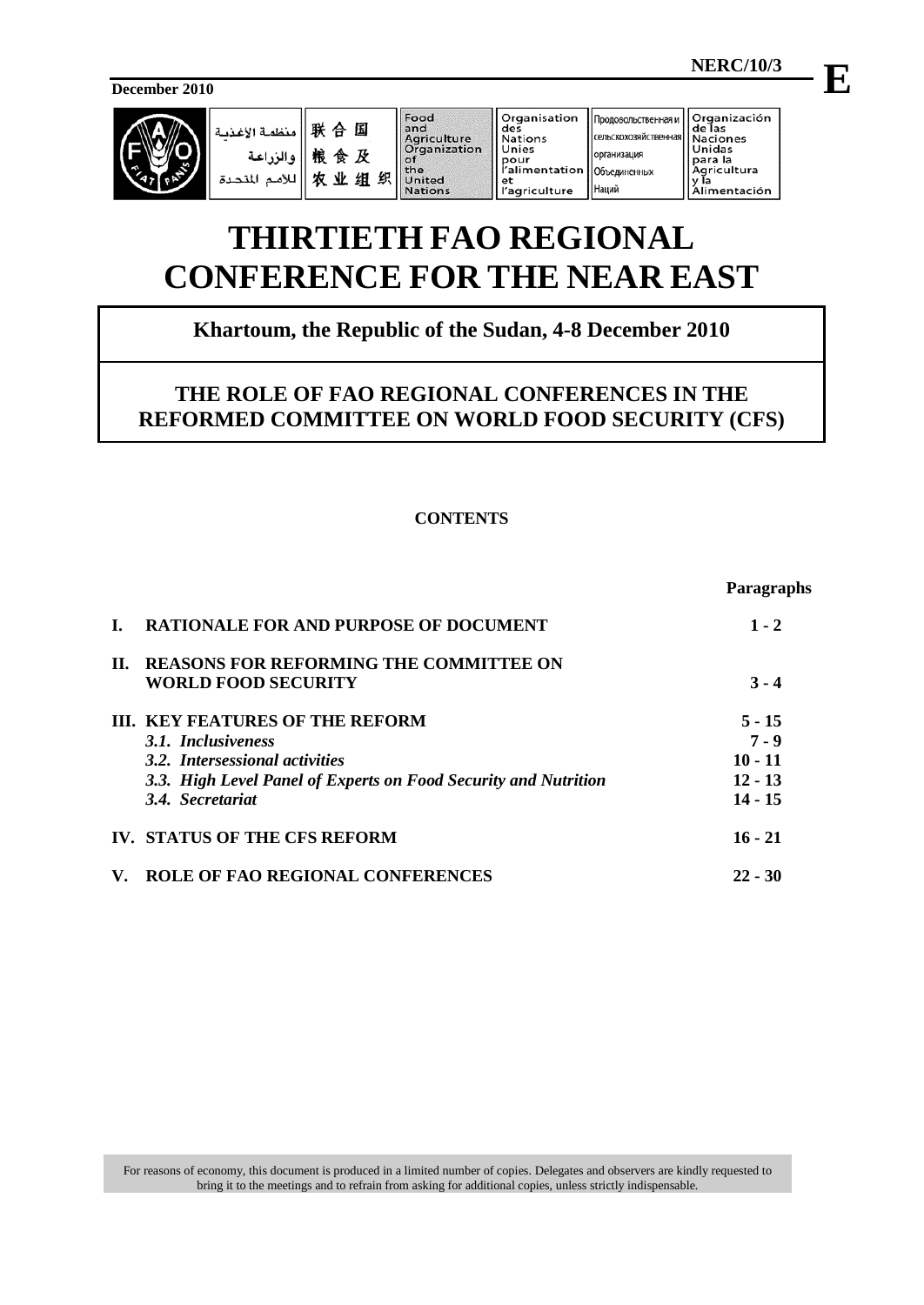NERC/10/3

**E**

December 2010

منظمة الأغذية والزراعة للأمم المتحدة | 联合国粮食及农业组织 | Food and Agriculture Organization of the United Nations | Organisation des Nations Unies pour l'alimentation et l'agriculture | Продовольственная и сельскохозяйственная организация Объединенных Наций | Organización de las Naciones Unidas para la Agricultura y la Alimentación

# THIRTIETH FAO REGIONAL CONFERENCE FOR THE NEAR EAST

## Khartoum, the Republic of the Sudan, 4-8 December 2010

## THE ROLE OF FAO REGIONAL CONFERENCES IN THE REFORMED COMMITTEE ON WORLD FOOD SECURITY (CFS)

**CONTENTS**

| | | **Paragraphs** |
|---|---|---|
| **I.** | **RATIONALE FOR AND PURPOSE OF DOCUMENT** | **1 - 2** |
| **II.** | **REASONS FOR REFORMING THE COMMITTEE ON WORLD FOOD SECURITY** | **3 - 4** |
| **III.** | **KEY FEATURES OF THE REFORM** | **5 - 15** |
| | ***3.1. Inclusiveness*** | **7 - 9** |
| | ***3.2. Intersessional activities*** | **10 - 11** |
| | ***3.3. High Level Panel of Experts on Food Security and Nutrition*** | **12 - 13** |
| | ***3.4. Secretariat*** | **14 - 15** |
| **IV.** | **STATUS OF THE CFS REFORM** | **16 - 21** |
| **V.** | **ROLE OF FAO REGIONAL CONFERENCES** | **22 - 30** |

For reasons of economy, this document is produced in a limited number of copies. Delegates and observers are kindly requested to bring it to the meetings and to refrain from asking for additional copies, unless strictly indispensable.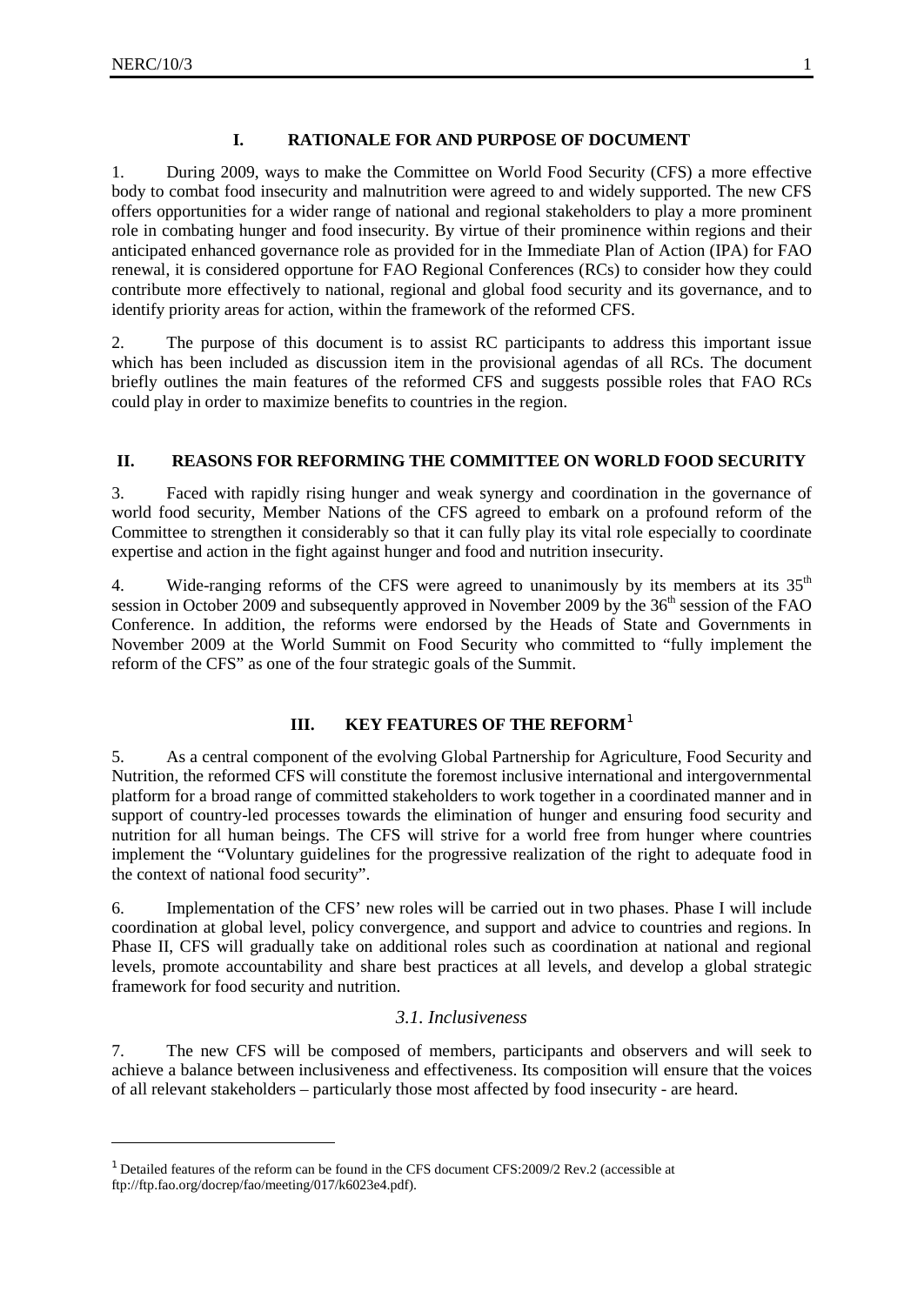## I. RATIONALE FOR AND PURPOSE OF DOCUMENT

1. During 2009, ways to make the Committee on World Food Security (CFS) a more effective body to combat food insecurity and malnutrition were agreed to and widely supported. The new CFS offers opportunities for a wider range of national and regional stakeholders to play a more prominent role in combating hunger and food insecurity. By virtue of their prominence within regions and their anticipated enhanced governance role as provided for in the Immediate Plan of Action (IPA) for FAO renewal, it is considered opportune for FAO Regional Conferences (RCs) to consider how they could contribute more effectively to national, regional and global food security and its governance, and to identify priority areas for action, within the framework of the reformed CFS.

2. The purpose of this document is to assist RC participants to address this important issue which has been included as discussion item in the provisional agendas of all RCs. The document briefly outlines the main features of the reformed CFS and suggests possible roles that FAO RCs could play in order to maximize benefits to countries in the region.

## II. REASONS FOR REFORMING THE COMMITTEE ON WORLD FOOD SECURITY

3. Faced with rapidly rising hunger and weak synergy and coordination in the governance of world food security, Member Nations of the CFS agreed to embark on a profound reform of the Committee to strengthen it considerably so that it can fully play its vital role especially to coordinate expertise and action in the fight against hunger and food and nutrition insecurity.

4. Wide-ranging reforms of the CFS were agreed to unanimously by its members at its 35th session in October 2009 and subsequently approved in November 2009 by the 36th session of the FAO Conference. In addition, the reforms were endorsed by the Heads of State and Governments in November 2009 at the World Summit on Food Security who committed to "fully implement the reform of the CFS" as one of the four strategic goals of the Summit.

## III. KEY FEATURES OF THE REFORM[1]

5. As a central component of the evolving Global Partnership for Agriculture, Food Security and Nutrition, the reformed CFS will constitute the foremost inclusive international and intergovernmental platform for a broad range of committed stakeholders to work together in a coordinated manner and in support of country-led processes towards the elimination of hunger and ensuring food security and nutrition for all human beings. The CFS will strive for a world free from hunger where countries implement the "Voluntary guidelines for the progressive realization of the right to adequate food in the context of national food security".

6. Implementation of the CFS' new roles will be carried out in two phases. Phase I will include coordination at global level, policy convergence, and support and advice to countries and regions. In Phase II, CFS will gradually take on additional roles such as coordination at national and regional levels, promote accountability and share best practices at all levels, and develop a global strategic framework for food security and nutrition.

### *3.1. Inclusiveness*

7. The new CFS will be composed of members, participants and observers and will seek to achieve a balance between inclusiveness and effectiveness. Its composition will ensure that the voices of all relevant stakeholders – particularly those most affected by food insecurity - are heard.

---

[1] Detailed features of the reform can be found in the CFS document CFS:2009/2 Rev.2 (accessible at ftp://ftp.fao.org/docrep/fao/meeting/017/k6023e4.pdf).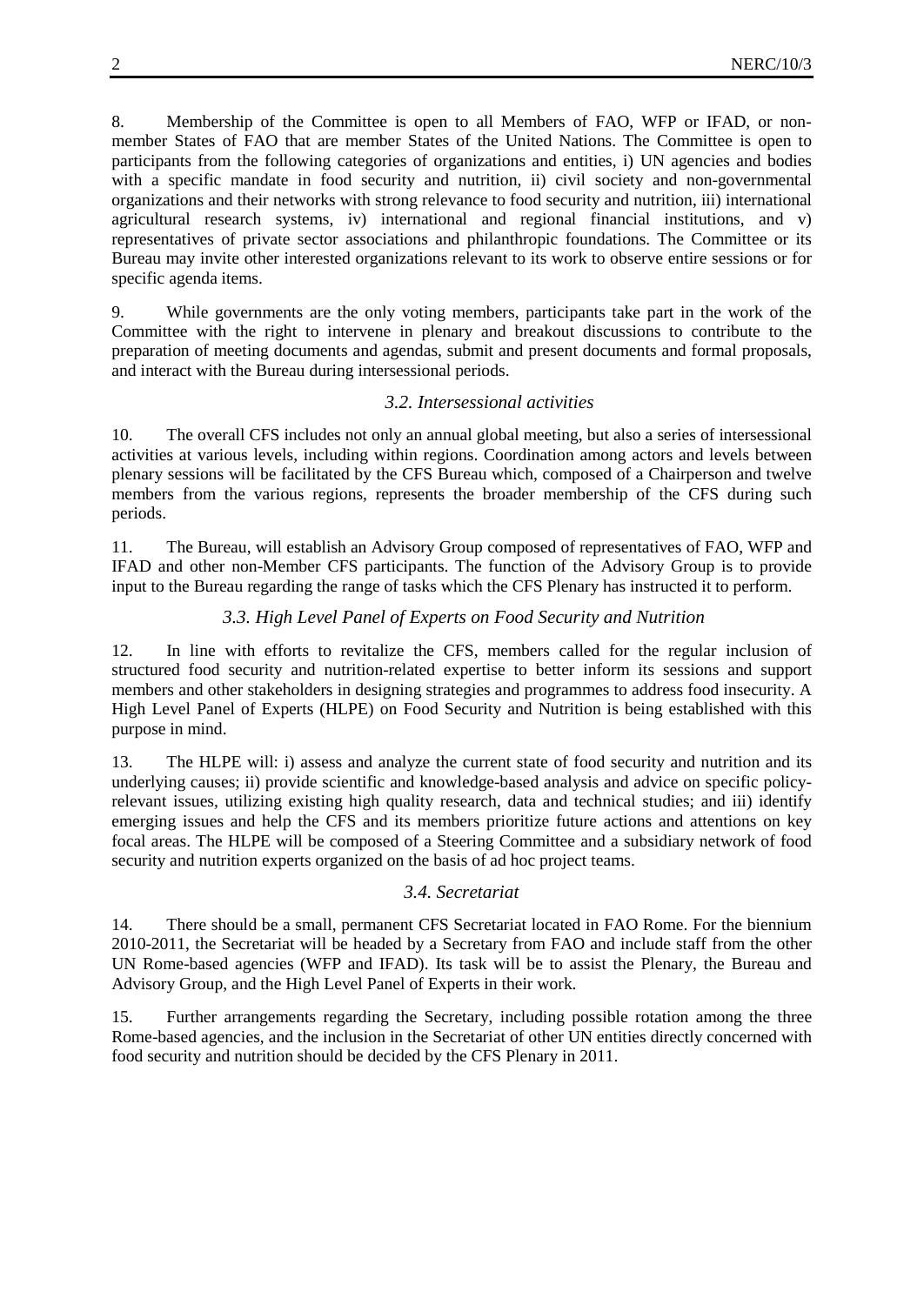8. Membership of the Committee is open to all Members of FAO, WFP or IFAD, or non-member States of FAO that are member States of the United Nations. The Committee is open to participants from the following categories of organizations and entities, i) UN agencies and bodies with a specific mandate in food security and nutrition, ii) civil society and non-governmental organizations and their networks with strong relevance to food security and nutrition, iii) international agricultural research systems, iv) international and regional financial institutions, and v) representatives of private sector associations and philanthropic foundations. The Committee or its Bureau may invite other interested organizations relevant to its work to observe entire sessions or for specific agenda items.

9. While governments are the only voting members, participants take part in the work of the Committee with the right to intervene in plenary and breakout discussions to contribute to the preparation of meeting documents and agendas, submit and present documents and formal proposals, and interact with the Bureau during intersessional periods.

### *3.2. Intersessional activities*

10. The overall CFS includes not only an annual global meeting, but also a series of intersessional activities at various levels, including within regions. Coordination among actors and levels between plenary sessions will be facilitated by the CFS Bureau which, composed of a Chairperson and twelve members from the various regions, represents the broader membership of the CFS during such periods.

11. The Bureau, will establish an Advisory Group composed of representatives of FAO, WFP and IFAD and other non-Member CFS participants. The function of the Advisory Group is to provide input to the Bureau regarding the range of tasks which the CFS Plenary has instructed it to perform.

### *3.3. High Level Panel of Experts on Food Security and Nutrition*

12. In line with efforts to revitalize the CFS, members called for the regular inclusion of structured food security and nutrition-related expertise to better inform its sessions and support members and other stakeholders in designing strategies and programmes to address food insecurity. A High Level Panel of Experts (HLPE) on Food Security and Nutrition is being established with this purpose in mind.

13. The HLPE will: i) assess and analyze the current state of food security and nutrition and its underlying causes; ii) provide scientific and knowledge-based analysis and advice on specific policy-relevant issues, utilizing existing high quality research, data and technical studies; and iii) identify emerging issues and help the CFS and its members prioritize future actions and attentions on key focal areas. The HLPE will be composed of a Steering Committee and a subsidiary network of food security and nutrition experts organized on the basis of ad hoc project teams.

### *3.4. Secretariat*

14. There should be a small, permanent CFS Secretariat located in FAO Rome. For the biennium 2010-2011, the Secretariat will be headed by a Secretary from FAO and include staff from the other UN Rome-based agencies (WFP and IFAD). Its task will be to assist the Plenary, the Bureau and Advisory Group, and the High Level Panel of Experts in their work.

15. Further arrangements regarding the Secretary, including possible rotation among the three Rome-based agencies, and the inclusion in the Secretariat of other UN entities directly concerned with food security and nutrition should be decided by the CFS Plenary in 2011.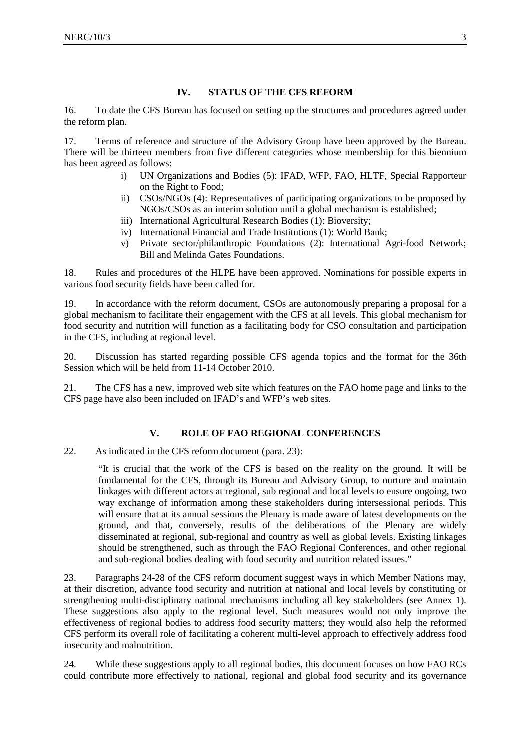## IV. STATUS OF THE CFS REFORM

16. To date the CFS Bureau has focused on setting up the structures and procedures agreed under the reform plan.

17. Terms of reference and structure of the Advisory Group have been approved by the Bureau. There will be thirteen members from five different categories whose membership for this biennium has been agreed as follows:

- i) UN Organizations and Bodies (5): IFAD, WFP, FAO, HLTF, Special Rapporteur on the Right to Food;
- ii) CSOs/NGOs (4): Representatives of participating organizations to be proposed by NGOs/CSOs as an interim solution until a global mechanism is established;
- iii) International Agricultural Research Bodies (1): Bioversity;
- iv) International Financial and Trade Institutions (1): World Bank;
- v) Private sector/philanthropic Foundations (2): International Agri-food Network; Bill and Melinda Gates Foundations.

18. Rules and procedures of the HLPE have been approved. Nominations for possible experts in various food security fields have been called for.

19. In accordance with the reform document, CSOs are autonomously preparing a proposal for a global mechanism to facilitate their engagement with the CFS at all levels. This global mechanism for food security and nutrition will function as a facilitating body for CSO consultation and participation in the CFS, including at regional level.

20. Discussion has started regarding possible CFS agenda topics and the format for the 36th Session which will be held from 11-14 October 2010.

21. The CFS has a new, improved web site which features on the FAO home page and links to the CFS page have also been included on IFAD's and WFP's web sites.

## V. ROLE OF FAO REGIONAL CONFERENCES

22. As indicated in the CFS reform document (para. 23):

> "It is crucial that the work of the CFS is based on the reality on the ground. It will be fundamental for the CFS, through its Bureau and Advisory Group, to nurture and maintain linkages with different actors at regional, sub regional and local levels to ensure ongoing, two way exchange of information among these stakeholders during intersessional periods. This will ensure that at its annual sessions the Plenary is made aware of latest developments on the ground, and that, conversely, results of the deliberations of the Plenary are widely disseminated at regional, sub-regional and country as well as global levels. Existing linkages should be strengthened, such as through the FAO Regional Conferences, and other regional and sub-regional bodies dealing with food security and nutrition related issues."

23. Paragraphs 24-28 of the CFS reform document suggest ways in which Member Nations may, at their discretion, advance food security and nutrition at national and local levels by constituting or strengthening multi-disciplinary national mechanisms including all key stakeholders (see Annex 1). These suggestions also apply to the regional level. Such measures would not only improve the effectiveness of regional bodies to address food security matters; they would also help the reformed CFS perform its overall role of facilitating a coherent multi-level approach to effectively address food insecurity and malnutrition.

24. While these suggestions apply to all regional bodies, this document focuses on how FAO RCs could contribute more effectively to national, regional and global food security and its governance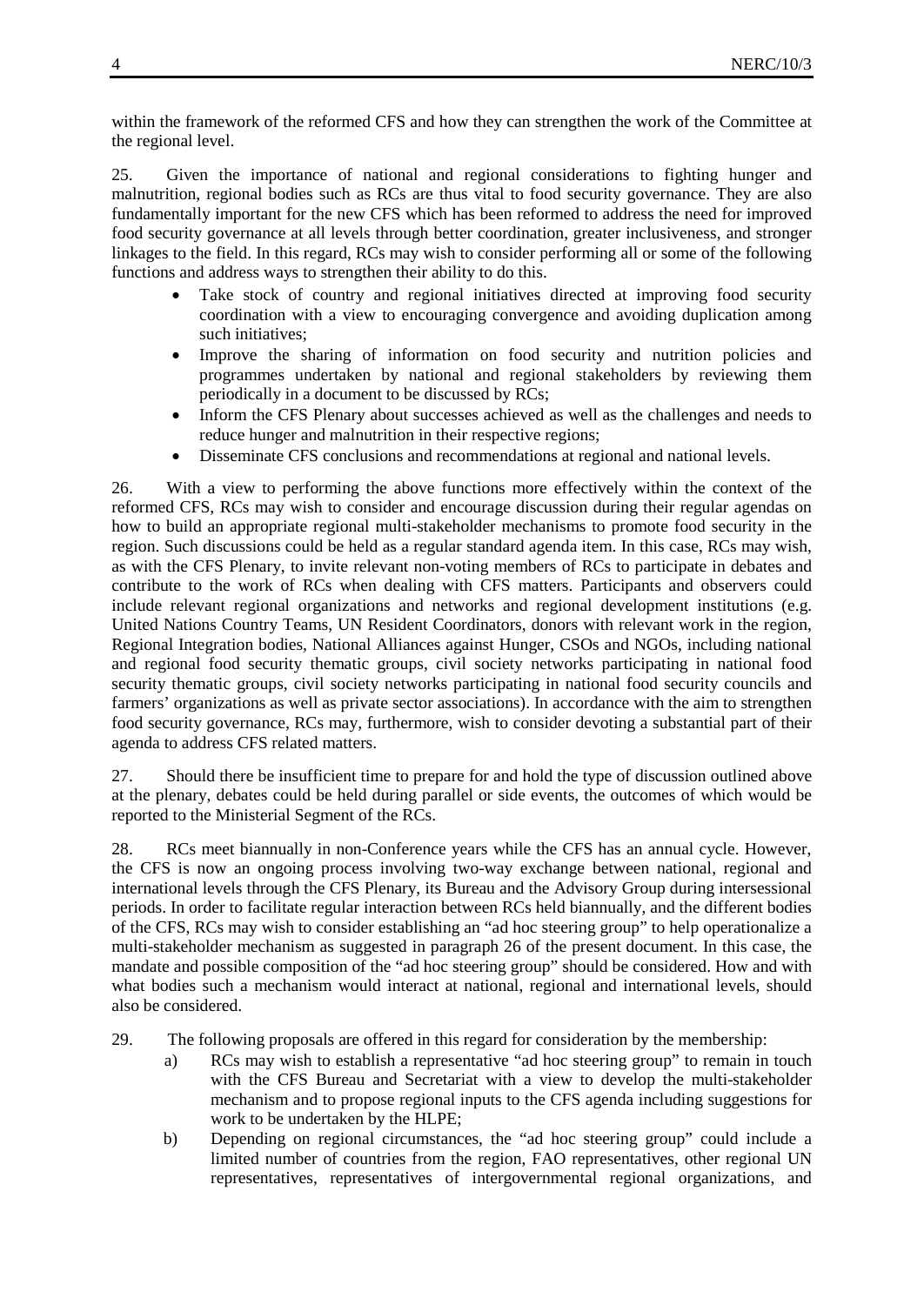within the framework of the reformed CFS and how they can strengthen the work of the Committee at the regional level.

25. Given the importance of national and regional considerations to fighting hunger and malnutrition, regional bodies such as RCs are thus vital to food security governance. They are also fundamentally important for the new CFS which has been reformed to address the need for improved food security governance at all levels through better coordination, greater inclusiveness, and stronger linkages to the field. In this regard, RCs may wish to consider performing all or some of the following functions and address ways to strengthen their ability to do this.

- Take stock of country and regional initiatives directed at improving food security coordination with a view to encouraging convergence and avoiding duplication among such initiatives;
- Improve the sharing of information on food security and nutrition policies and programmes undertaken by national and regional stakeholders by reviewing them periodically in a document to be discussed by RCs;
- Inform the CFS Plenary about successes achieved as well as the challenges and needs to reduce hunger and malnutrition in their respective regions;
- Disseminate CFS conclusions and recommendations at regional and national levels.

26. With a view to performing the above functions more effectively within the context of the reformed CFS, RCs may wish to consider and encourage discussion during their regular agendas on how to build an appropriate regional multi-stakeholder mechanisms to promote food security in the region. Such discussions could be held as a regular standard agenda item. In this case, RCs may wish, as with the CFS Plenary, to invite relevant non-voting members of RCs to participate in debates and contribute to the work of RCs when dealing with CFS matters. Participants and observers could include relevant regional organizations and networks and regional development institutions (e.g. United Nations Country Teams, UN Resident Coordinators, donors with relevant work in the region, Regional Integration bodies, National Alliances against Hunger, CSOs and NGOs, including national and regional food security thematic groups, civil society networks participating in national food security thematic groups, civil society networks participating in national food security councils and farmers' organizations as well as private sector associations). In accordance with the aim to strengthen food security governance, RCs may, furthermore, wish to consider devoting a substantial part of their agenda to address CFS related matters.

27. Should there be insufficient time to prepare for and hold the type of discussion outlined above at the plenary, debates could be held during parallel or side events, the outcomes of which would be reported to the Ministerial Segment of the RCs.

28. RCs meet biannually in non-Conference years while the CFS has an annual cycle. However, the CFS is now an ongoing process involving two-way exchange between national, regional and international levels through the CFS Plenary, its Bureau and the Advisory Group during intersessional periods. In order to facilitate regular interaction between RCs held biannually, and the different bodies of the CFS, RCs may wish to consider establishing an "ad hoc steering group" to help operationalize a multi-stakeholder mechanism as suggested in paragraph 26 of the present document. In this case, the mandate and possible composition of the "ad hoc steering group" should be considered. How and with what bodies such a mechanism would interact at national, regional and international levels, should also be considered.

29. The following proposals are offered in this regard for consideration by the membership:

a) RCs may wish to establish a representative "ad hoc steering group" to remain in touch with the CFS Bureau and Secretariat with a view to develop the multi-stakeholder mechanism and to propose regional inputs to the CFS agenda including suggestions for work to be undertaken by the HLPE;

b) Depending on regional circumstances, the "ad hoc steering group" could include a limited number of countries from the region, FAO representatives, other regional UN representatives, representatives of intergovernmental regional organizations, and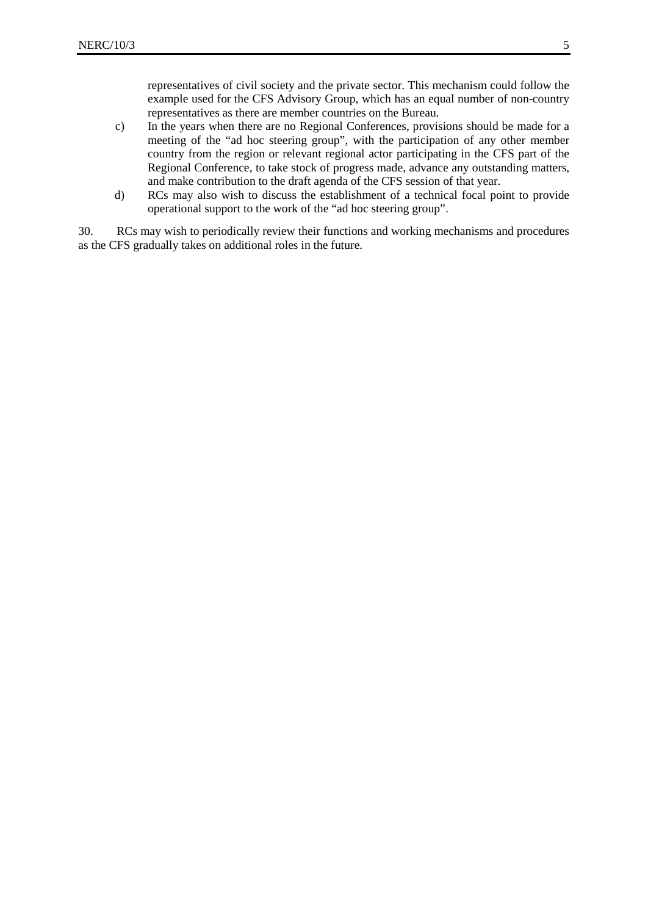representatives of civil society and the private sector. This mechanism could follow the example used for the CFS Advisory Group, which has an equal number of non-country representatives as there are member countries on the Bureau.

c) In the years when there are no Regional Conferences, provisions should be made for a meeting of the "ad hoc steering group", with the participation of any other member country from the region or relevant regional actor participating in the CFS part of the Regional Conference, to take stock of progress made, advance any outstanding matters, and make contribution to the draft agenda of the CFS session of that year.

d) RCs may also wish to discuss the establishment of a technical focal point to provide operational support to the work of the "ad hoc steering group".

30. RCs may wish to periodically review their functions and working mechanisms and procedures as the CFS gradually takes on additional roles in the future.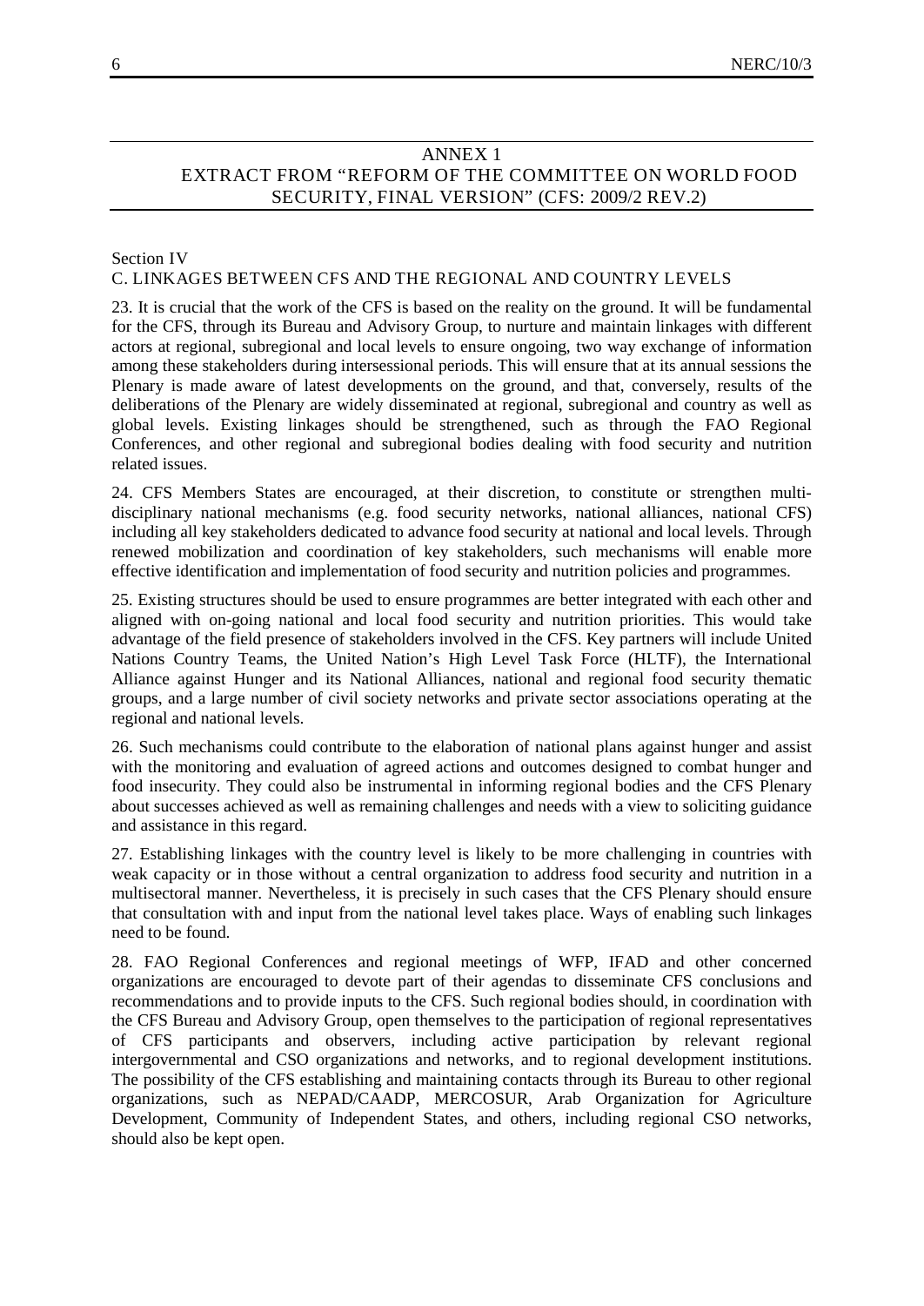## ANNEX 1
## EXTRACT FROM "REFORM OF THE COMMITTEE ON WORLD FOOD SECURITY, FINAL VERSION" (CFS: 2009/2 REV.2)

Section IV

C. LINKAGES BETWEEN CFS AND THE REGIONAL AND COUNTRY LEVELS

23. It is crucial that the work of the CFS is based on the reality on the ground. It will be fundamental for the CFS, through its Bureau and Advisory Group, to nurture and maintain linkages with different actors at regional, subregional and local levels to ensure ongoing, two way exchange of information among these stakeholders during intersessional periods. This will ensure that at its annual sessions the Plenary is made aware of latest developments on the ground, and that, conversely, results of the deliberations of the Plenary are widely disseminated at regional, subregional and country as well as global levels. Existing linkages should be strengthened, such as through the FAO Regional Conferences, and other regional and subregional bodies dealing with food security and nutrition related issues.

24. CFS Members States are encouraged, at their discretion, to constitute or strengthen multi-disciplinary national mechanisms (e.g. food security networks, national alliances, national CFS) including all key stakeholders dedicated to advance food security at national and local levels. Through renewed mobilization and coordination of key stakeholders, such mechanisms will enable more effective identification and implementation of food security and nutrition policies and programmes.

25. Existing structures should be used to ensure programmes are better integrated with each other and aligned with on-going national and local food security and nutrition priorities. This would take advantage of the field presence of stakeholders involved in the CFS. Key partners will include United Nations Country Teams, the United Nation's High Level Task Force (HLTF), the International Alliance against Hunger and its National Alliances, national and regional food security thematic groups, and a large number of civil society networks and private sector associations operating at the regional and national levels.

26. Such mechanisms could contribute to the elaboration of national plans against hunger and assist with the monitoring and evaluation of agreed actions and outcomes designed to combat hunger and food insecurity. They could also be instrumental in informing regional bodies and the CFS Plenary about successes achieved as well as remaining challenges and needs with a view to soliciting guidance and assistance in this regard.

27. Establishing linkages with the country level is likely to be more challenging in countries with weak capacity or in those without a central organization to address food security and nutrition in a multisectoral manner. Nevertheless, it is precisely in such cases that the CFS Plenary should ensure that consultation with and input from the national level takes place. Ways of enabling such linkages need to be found.

28. FAO Regional Conferences and regional meetings of WFP, IFAD and other concerned organizations are encouraged to devote part of their agendas to disseminate CFS conclusions and recommendations and to provide inputs to the CFS. Such regional bodies should, in coordination with the CFS Bureau and Advisory Group, open themselves to the participation of regional representatives of CFS participants and observers, including active participation by relevant regional intergovernmental and CSO organizations and networks, and to regional development institutions. The possibility of the CFS establishing and maintaining contacts through its Bureau to other regional organizations, such as NEPAD/CAADP, MERCOSUR, Arab Organization for Agriculture Development, Community of Independent States, and others, including regional CSO networks, should also be kept open.